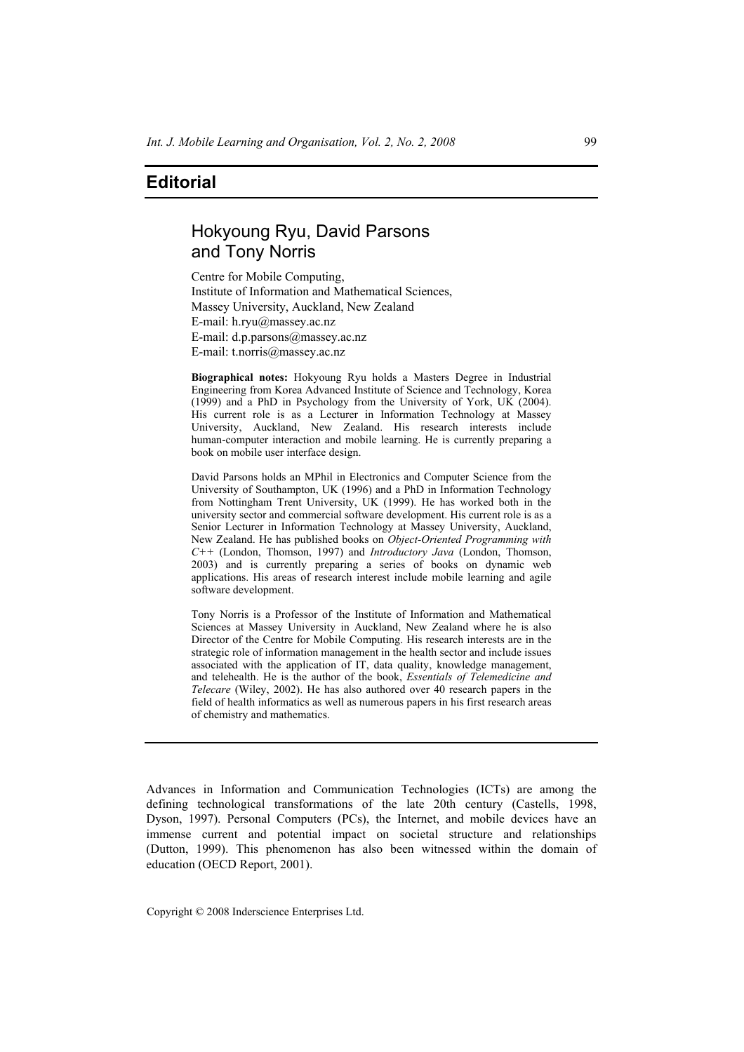# Editorial

## Hokyoung Ryu, David Parsons and Tony Norris

Centre for Mobile Computing,
Institute of Information and Mathematical Sciences,
Massey University, Auckland, New Zealand
E-mail: h.ryu@massey.ac.nz
E-mail: d.p.parsons@massey.ac.nz
E-mail: t.norris@massey.ac.nz

**Biographical notes:** Hokyoung Ryu holds a Masters Degree in Industrial Engineering from Korea Advanced Institute of Science and Technology, Korea (1999) and a PhD in Psychology from the University of York, UK (2004). His current role is as a Lecturer in Information Technology at Massey University, Auckland, New Zealand. His research interests include human-computer interaction and mobile learning. He is currently preparing a book on mobile user interface design.

David Parsons holds an MPhil in Electronics and Computer Science from the University of Southampton, UK (1996) and a PhD in Information Technology from Nottingham Trent University, UK (1999). He has worked both in the university sector and commercial software development. His current role is as a Senior Lecturer in Information Technology at Massey University, Auckland, New Zealand. He has published books on *Object-Oriented Programming with C++* (London, Thomson, 1997) and *Introductory Java* (London, Thomson, 2003) and is currently preparing a series of books on dynamic web applications. His areas of research interest include mobile learning and agile software development.

Tony Norris is a Professor of the Institute of Information and Mathematical Sciences at Massey University in Auckland, New Zealand where he is also Director of the Centre for Mobile Computing. His research interests are in the strategic role of information management in the health sector and include issues associated with the application of IT, data quality, knowledge management, and telehealth. He is the author of the book, *Essentials of Telemedicine and Telecare* (Wiley, 2002). He has also authored over 40 research papers in the field of health informatics as well as numerous papers in his first research areas of chemistry and mathematics.

---

Advances in Information and Communication Technologies (ICTs) are among the defining technological transformations of the late 20th century (Castells, 1998, Dyson, 1997). Personal Computers (PCs), the Internet, and mobile devices have an immense current and potential impact on societal structure and relationships (Dutton, 1999). This phenomenon has also been witnessed within the domain of education (OECD Report, 2001).

Copyright © 2008 Inderscience Enterprises Ltd.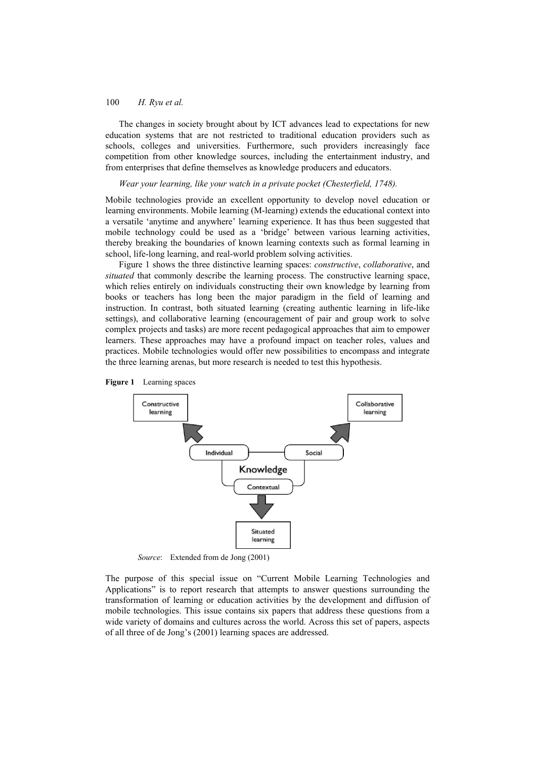The changes in society brought about by ICT advances lead to expectations for new education systems that are not restricted to traditional education providers such as schools, colleges and universities. Furthermore, such providers increasingly face competition from other knowledge sources, including the entertainment industry, and from enterprises that define themselves as knowledge producers and educators.

*Wear your learning, like your watch in a private pocket (Chesterfield, 1748).*

Mobile technologies provide an excellent opportunity to develop novel education or learning environments. Mobile learning (M-learning) extends the educational context into a versatile 'anytime and anywhere' learning experience. It has thus been suggested that mobile technology could be used as a 'bridge' between various learning activities, thereby breaking the boundaries of known learning contexts such as formal learning in school, life-long learning, and real-world problem solving activities.

Figure 1 shows the three distinctive learning spaces: *constructive*, *collaborative*, and *situated* that commonly describe the learning process. The constructive learning space, which relies entirely on individuals constructing their own knowledge by learning from books or teachers has long been the major paradigm in the field of learning and instruction. In contrast, both situated learning (creating authentic learning in life-like settings), and collaborative learning (encouragement of pair and group work to solve complex projects and tasks) are more recent pedagogical approaches that aim to empower learners. These approaches may have a profound impact on teacher roles, values and practices. Mobile technologies would offer new possibilities to encompass and integrate the three learning arenas, but more research is needed to test this hypothesis.

**Figure 1** Learning spaces

Constructive learning — Collaborative learning — Individual — Social — Knowledge — Contextual — Situated learning

*Source*: Extended from de Jong (2001)

The purpose of this special issue on "Current Mobile Learning Technologies and Applications" is to report research that attempts to answer questions surrounding the transformation of learning or education activities by the development and diffusion of mobile technologies. This issue contains six papers that address these questions from a wide variety of domains and cultures across the world. Across this set of papers, aspects of all three of de Jong's (2001) learning spaces are addressed.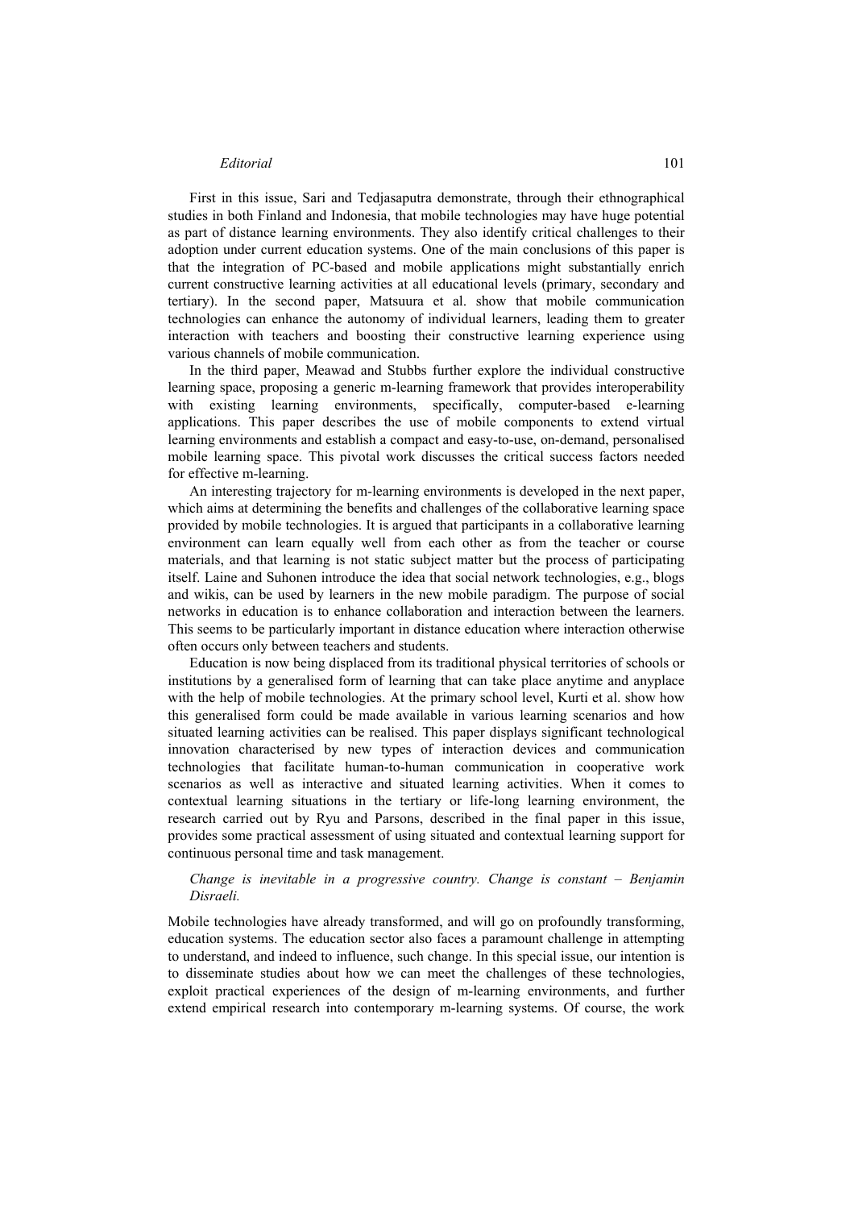First in this issue, Sari and Tedjasaputra demonstrate, through their ethnographical studies in both Finland and Indonesia, that mobile technologies may have huge potential as part of distance learning environments. They also identify critical challenges to their adoption under current education systems. One of the main conclusions of this paper is that the integration of PC-based and mobile applications might substantially enrich current constructive learning activities at all educational levels (primary, secondary and tertiary). In the second paper, Matsuura et al. show that mobile communication technologies can enhance the autonomy of individual learners, leading them to greater interaction with teachers and boosting their constructive learning experience using various channels of mobile communication.

In the third paper, Meawad and Stubbs further explore the individual constructive learning space, proposing a generic m-learning framework that provides interoperability with existing learning environments, specifically, computer-based e-learning applications. This paper describes the use of mobile components to extend virtual learning environments and establish a compact and easy-to-use, on-demand, personalised mobile learning space. This pivotal work discusses the critical success factors needed for effective m-learning.

An interesting trajectory for m-learning environments is developed in the next paper, which aims at determining the benefits and challenges of the collaborative learning space provided by mobile technologies. It is argued that participants in a collaborative learning environment can learn equally well from each other as from the teacher or course materials, and that learning is not static subject matter but the process of participating itself. Laine and Suhonen introduce the idea that social network technologies, e.g., blogs and wikis, can be used by learners in the new mobile paradigm. The purpose of social networks in education is to enhance collaboration and interaction between the learners. This seems to be particularly important in distance education where interaction otherwise often occurs only between teachers and students.

Education is now being displaced from its traditional physical territories of schools or institutions by a generalised form of learning that can take place anytime and anyplace with the help of mobile technologies. At the primary school level, Kurti et al. show how this generalised form could be made available in various learning scenarios and how situated learning activities can be realised. This paper displays significant technological innovation characterised by new types of interaction devices and communication technologies that facilitate human-to-human communication in cooperative work scenarios as well as interactive and situated learning activities. When it comes to contextual learning situations in the tertiary or life-long learning environment, the research carried out by Ryu and Parsons, described in the final paper in this issue, provides some practical assessment of using situated and contextual learning support for continuous personal time and task management.

> *Change is inevitable in a progressive country. Change is constant – Benjamin Disraeli.*

Mobile technologies have already transformed, and will go on profoundly transforming, education systems. The education sector also faces a paramount challenge in attempting to understand, and indeed to influence, such change. In this special issue, our intention is to disseminate studies about how we can meet the challenges of these technologies, exploit practical experiences of the design of m-learning environments, and further extend empirical research into contemporary m-learning systems. Of course, the work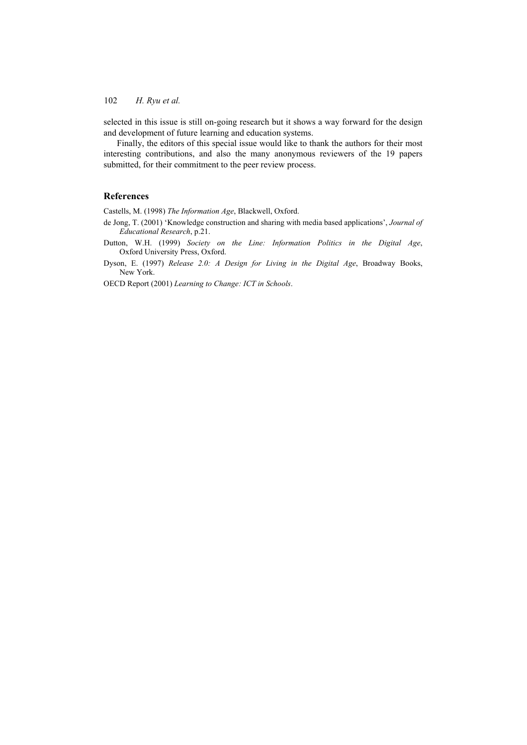selected in this issue is still on-going research but it shows a way forward for the design and development of future learning and education systems.

Finally, the editors of this special issue would like to thank the authors for their most interesting contributions, and also the many anonymous reviewers of the 19 papers submitted, for their commitment to the peer review process.

## References

Castells, M. (1998) *The Information Age*, Blackwell, Oxford.

de Jong, T. (2001) 'Knowledge construction and sharing with media based applications', *Journal of Educational Research*, p.21.

Dutton, W.H. (1999) *Society on the Line: Information Politics in the Digital Age*, Oxford University Press, Oxford.

Dyson, E. (1997) *Release 2.0: A Design for Living in the Digital Age*, Broadway Books, New York.

OECD Report (2001) *Learning to Change: ICT in Schools*.